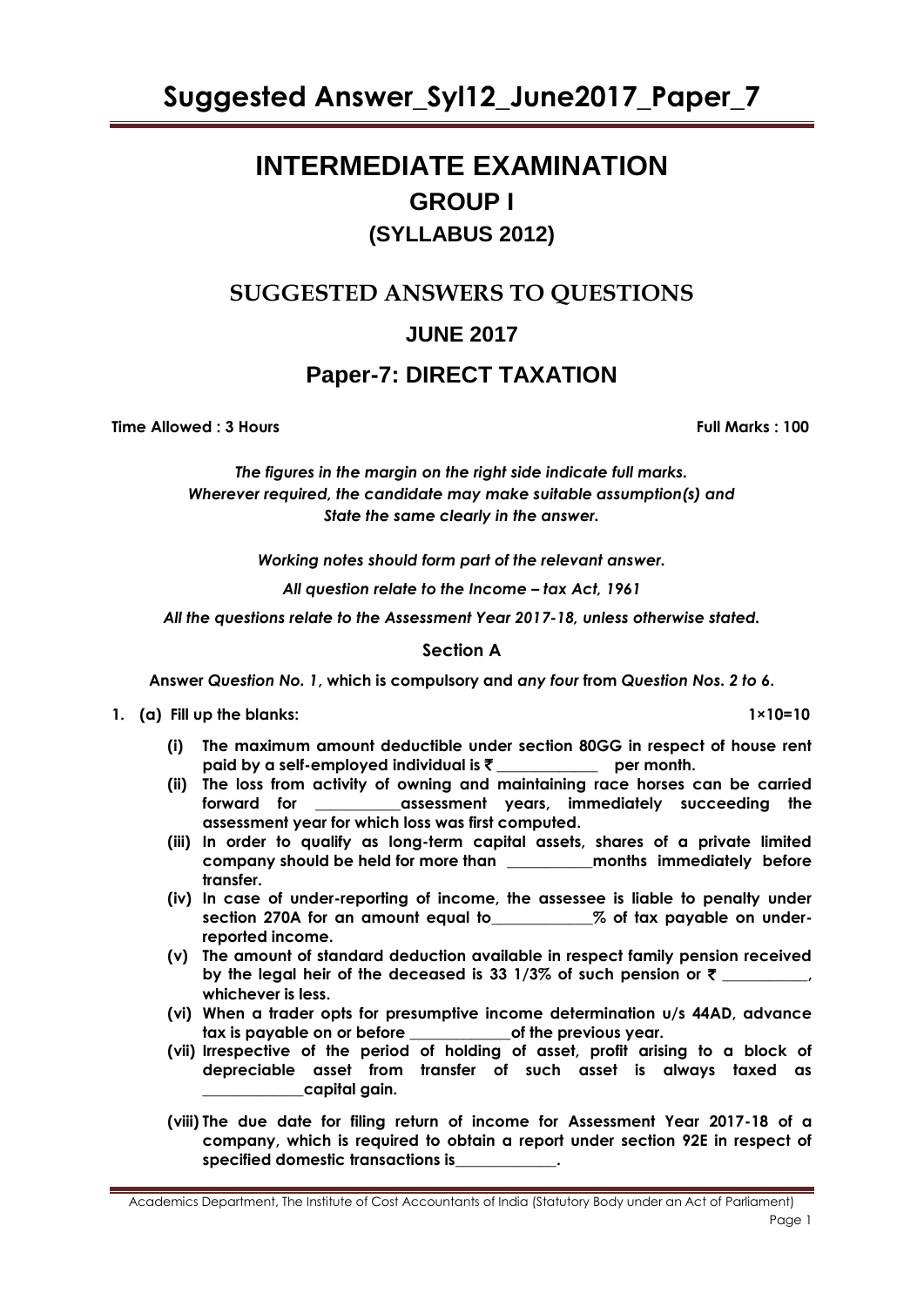# INTERMEDIATE EXAMINATION

## GROUP I

### (SYLLABUS 2012)

## SUGGESTED ANSWERS TO QUESTIONS

### JUNE 2017

## Paper-7: DIRECT TAXATION

**Time Allowed : 3 Hours** **Full Marks : 100**

*The figures in the margin on the right side indicate full marks.*
*Wherever required, the candidate may make suitable assumption(s) and State the same clearly in the answer.*

*Working notes should form part of the relevant answer.*

*All question relate to the Income – tax Act, 1961*

*All the questions relate to the Assessment Year 2017-18, unless otherwise stated.*

### Section A

**Answer *Question No. 1*, which is compulsory and *any four* from *Question Nos. 2 to 6*.**

**1. (a) Fill up the blanks: 1×10=10**

**(i) The maximum amount deductible under section 80GG in respect of house rent paid by a self-employed individual is ₹ ____________ per month.**

**(ii) The loss from activity of owning and maintaining race horses can be carried forward for __________assessment years, immediately succeeding the assessment year for which loss was first computed.**

**(iii) In order to qualify as long-term capital assets, shares of a private limited company should be held for more than __________months immediately before transfer.**

**(iv) In case of under-reporting of income, the assessee is liable to penalty under section 270A for an amount equal to____________% of tax payable on under-reported income.**

**(v) The amount of standard deduction available in respect family pension received by the legal heir of the deceased is 33 1/3% of such pension or ₹ __________, whichever is less.**

**(vi) When a trader opts for presumptive income determination u/s 44AD, advance tax is payable on or before ____________of the previous year.**

**(vii) Irrespective of the period of holding of asset, profit arising to a block of depreciable asset from transfer of such asset is always taxed as ____________capital gain.**

**(viii) The due date for filing return of income for Assessment Year 2017-18 of a company, which is required to obtain a report under section 92E in respect of specified domestic transactions is____________.**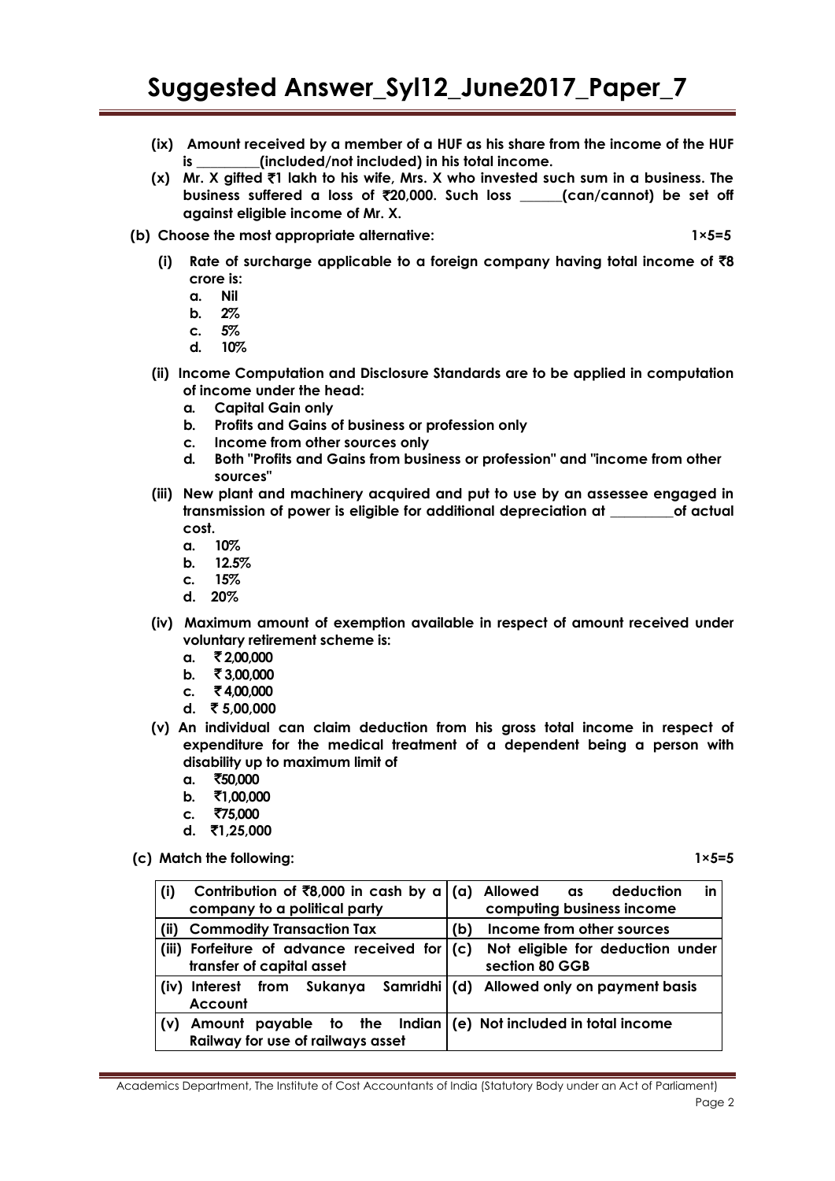**(ix) Amount received by a member of a HUF as his share from the income of the HUF is _________(included/not included) in his total income.**

**(x) Mr. X gifted ₹1 lakh to his wife, Mrs. X who invested such sum in a business. The business suffered a loss of ₹20,000. Such loss ______(can/cannot) be set off against eligible income of Mr. X.**

**(b) Choose the most appropriate alternative:** **1×5=5**

**(i) Rate of surcharge applicable to a foreign company having total income of ₹8 crore is:**
- a. Nil
- b. 2%
- c. 5%
- d. 10%

**(ii) Income Computation and Disclosure Standards are to be applied in computation of income under the head:**
- a. Capital Gain only
- b. Profits and Gains of business or profession only
- c. Income from other sources only
- d. Both "Profits and Gains from business or profession" and "income from other sources"

**(iii) New plant and machinery acquired and put to use by an assessee engaged in transmission of power is eligible for additional depreciation at _________of actual cost.**
- a. 10%
- b. 12.5%
- c. 15%
- d. 20%

**(iv) Maximum amount of exemption available in respect of amount received under voluntary retirement scheme is:**
- a. ₹ 2,00,000
- b. ₹ 3,00,000
- c. ₹ 4,00,000
- d. ₹ 5,00,000

**(v) An individual can claim deduction from his gross total income in respect of expenditure for the medical treatment of a dependent being a person with disability up to maximum limit of**
- a. ₹50,000
- b. ₹1,00,000
- c. ₹75,000
- d. ₹1,25,000

**(c) Match the following:** **1×5=5**

| | |
|---|---|
| (i) Contribution of ₹8,000 in cash by a company to a political party | (a) Allowed as deduction in computing business income |
| (ii) Commodity Transaction Tax | (b) Income from other sources |
| (iii) Forfeiture of advance received for transfer of capital asset | (c) Not eligible for deduction under section 80 GGB |
| (iv) Interest from Sukanya Samridhi Account | (d) Allowed only on payment basis |
| (v) Amount payable to the Indian Railway for use of railways asset | (e) Not included in total income |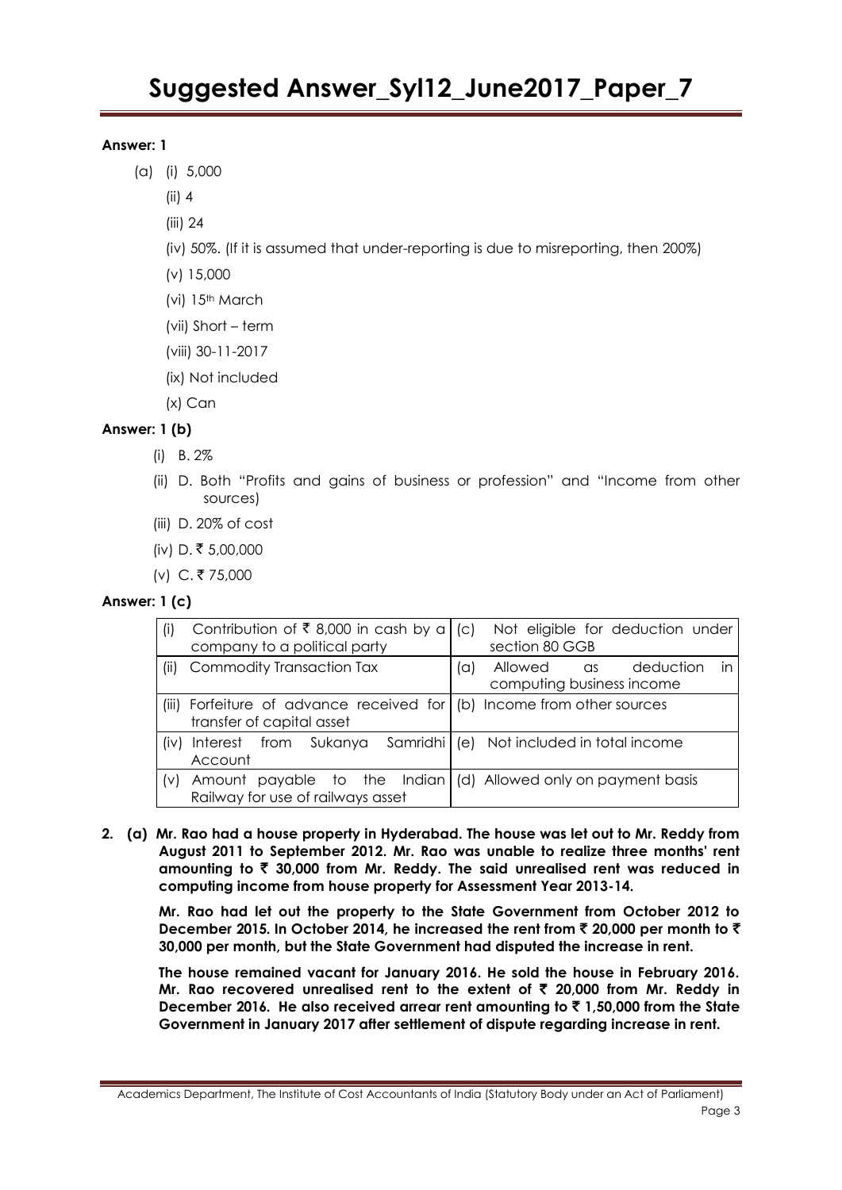**Answer: 1**

(a) (i) 5,000

(ii) 4

(iii) 24

(iv) 50%. (If it is assumed that under-reporting is due to misreporting, then 200%)

(v) 15,000

(vi) 15th March

(vii) Short – term

(viii) 30-11-2017

(ix) Not included

(x) Can

**Answer: 1 (b)**

(i) B. 2%

(ii) D. Both "Profits and gains of business or profession" and "Income from other sources)

(iii) D. 20% of cost

(iv) D. ₹ 5,00,000

(v) C. ₹ 75,000

**Answer: 1 (c)**

| | |
|---|---|
| (i) Contribution of ₹ 8,000 in cash by a company to a political party | (c) Not eligible for deduction under section 80 GGB |
| (ii) Commodity Transaction Tax | (a) Allowed as deduction in computing business income |
| (iii) Forfeiture of advance received for transfer of capital asset | (b) Income from other sources |
| (iv) Interest from Sukanya Samridhi Account | (e) Not included in total income |
| (v) Amount payable to the Indian Railway for use of railways asset | (d) Allowed only on payment basis |

**2. (a) Mr. Rao had a house property in Hyderabad. The house was let out to Mr. Reddy from August 2011 to September 2012. Mr. Rao was unable to realize three months' rent amounting to ₹ 30,000 from Mr. Reddy. The said unrealised rent was reduced in computing income from house property for Assessment Year 2013-14.**

**Mr. Rao had let out the property to the State Government from October 2012 to December 2015. In October 2014, he increased the rent from ₹ 20,000 per month to ₹ 30,000 per month, but the State Government had disputed the increase in rent.**

**The house remained vacant for January 2016. He sold the house in February 2016. Mr. Rao recovered unrealised rent to the extent of ₹ 20,000 from Mr. Reddy in December 2016. He also received arrear rent amounting to ₹ 1,50,000 from the State Government in January 2017 after settlement of dispute regarding increase in rent.**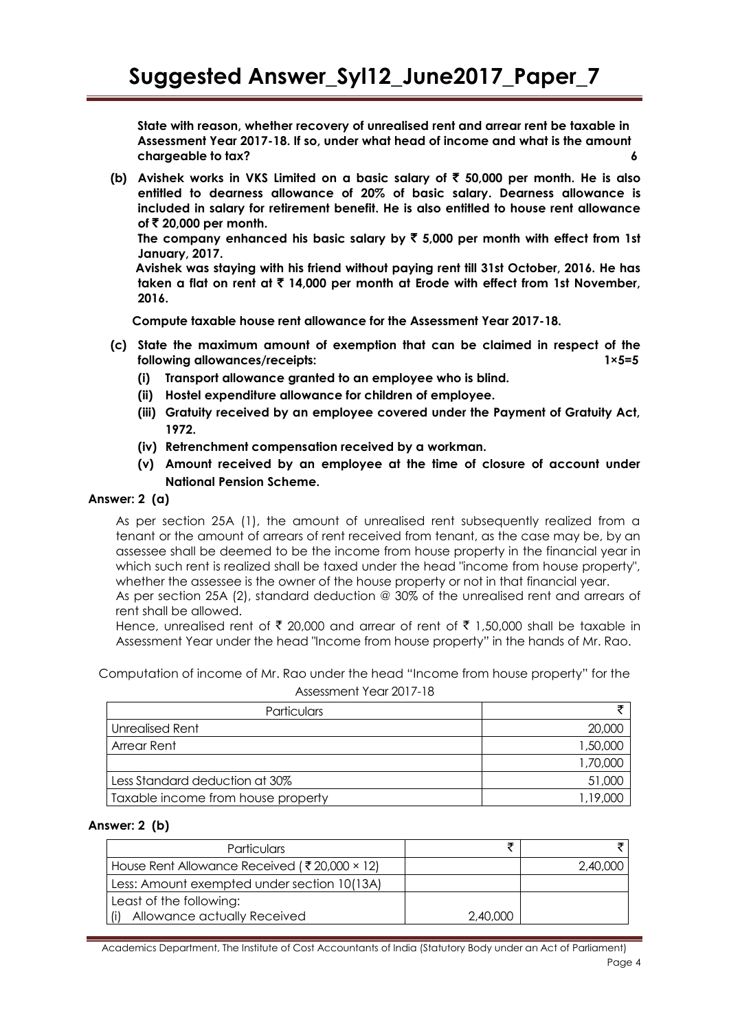**State with reason, whether recovery of unrealised rent and arrear rent be taxable in Assessment Year 2017-18. If so, under what head of income and what is the amount chargeable to tax? 6**

**(b) Avishek works in VKS Limited on a basic salary of ₹ 50,000 per month. He is also entitled to dearness allowance of 20% of basic salary. Dearness allowance is included in salary for retirement benefit. He is also entitled to house rent allowance of ₹ 20,000 per month.**

**The company enhanced his basic salary by ₹ 5,000 per month with effect from 1st January, 2017.**

**Avishek was staying with his friend without paying rent till 31st October, 2016. He has taken a flat on rent at ₹ 14,000 per month at Erode with effect from 1st November, 2016.**

**Compute taxable house rent allowance for the Assessment Year 2017-18.**

**(c) State the maximum amount of exemption that can be claimed in respect of the following allowances/receipts: 1×5=5**

**(i) Transport allowance granted to an employee who is blind.**

**(ii) Hostel expenditure allowance for children of employee.**

**(iii) Gratuity received by an employee covered under the Payment of Gratuity Act, 1972.**

**(iv) Retrenchment compensation received by a workman.**

**(v) Amount received by an employee at the time of closure of account under National Pension Scheme.**

**Answer: 2 (a)**

As per section 25A (1), the amount of unrealised rent subsequently realized from a tenant or the amount of arrears of rent received from tenant, as the case may be, by an assessee shall be deemed to be the income from house property in the financial year in which such rent is realized shall be taxed under the head "income from house property", whether the assessee is the owner of the house property or not in that financial year.

As per section 25A (2), standard deduction @ 30% of the unrealised rent and arrears of rent shall be allowed.

Hence, unrealised rent of ₹ 20,000 and arrear of rent of ₹ 1,50,000 shall be taxable in Assessment Year under the head "Income from house property" in the hands of Mr. Rao.

Computation of income of Mr. Rao under the head "Income from house property" for the Assessment Year 2017-18

| Particulars | ₹ |
|---|---|
| Unrealised Rent | 20,000 |
| Arrear Rent | 1,50,000 |
| | 1,70,000 |
| Less Standard deduction at 30% | 51,000 |
| Taxable income from house property | 1,19,000 |

**Answer: 2 (b)**

| Particulars | ₹ | ₹ |
|---|---|---|
| House Rent Allowance Received (₹ 20,000 × 12) | | 2,40,000 |
| Less: Amount exempted under section 10(13A) | | |
| Least of the following:<br>(i) Allowance actually Received | 2,40,000 | |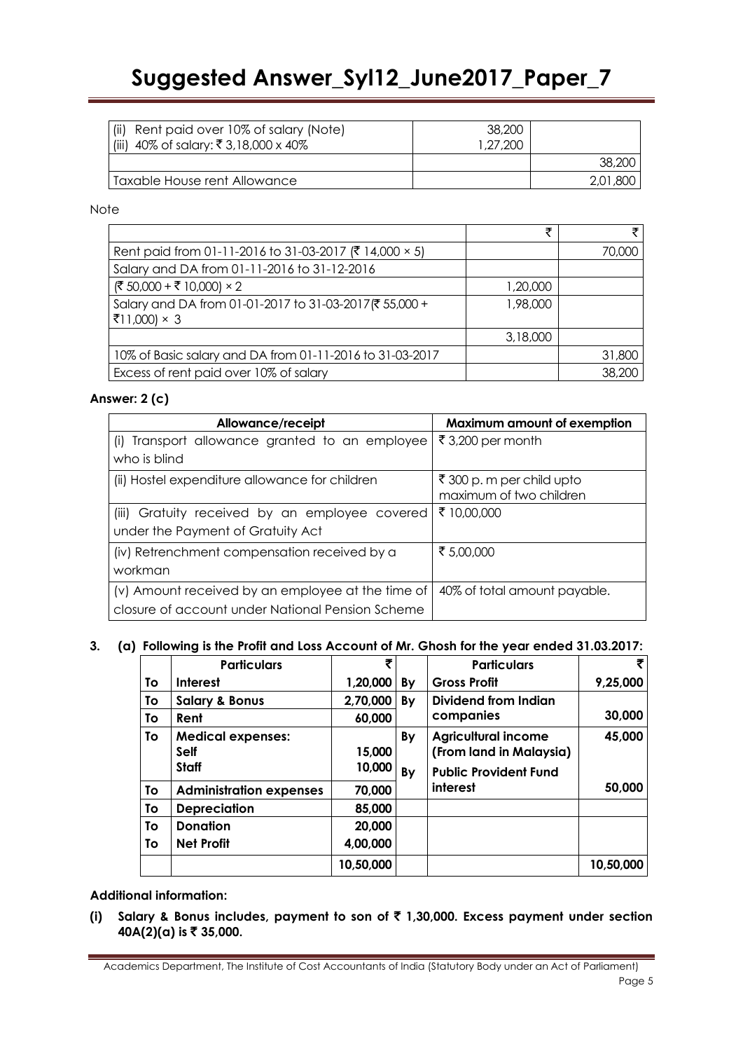| | | |
|---|---|---|
| (ii) Rent paid over 10% of salary (Note) | 38,200 | |
| (iii) 40% of salary: ₹ 3,18,000 x 40% | 1,27,200 | |
| | | 38,200 |
| Taxable House rent Allowance | | 2,01,800 |

Note

| | ₹ | ₹ |
|---|---|---|
| Rent paid from 01-11-2016 to 31-03-2017 (₹ 14,000 × 5) | | 70,000 |
| Salary and DA from 01-11-2016 to 31-12-2016 | | |
| (₹ 50,000 + ₹ 10,000) × 2 | 1,20,000 | |
| Salary and DA from 01-01-2017 to 31-03-2017(₹ 55,000 + ₹11,000) × 3 | 1,98,000 | |
| | 3,18,000 | |
| 10% of Basic salary and DA from 01-11-2016 to 31-03-2017 | | 31,800 |
| Excess of rent paid over 10% of salary | | 38,200 |

**Answer: 2 (c)**

| Allowance/receipt | Maximum amount of exemption |
|---|---|
| (i) Transport allowance granted to an employee who is blind | ₹ 3,200 per month |
| (ii) Hostel expenditure allowance for children | ₹ 300 p. m per child upto maximum of two children |
| (iii) Gratuity received by an employee covered under the Payment of Gratuity Act | ₹ 10,00,000 |
| (iv) Retrenchment compensation received by a workman | ₹ 5,00,000 |
| (v) Amount received by an employee at the time of closure of account under National Pension Scheme | 40% of total amount payable. |

**3. (a) Following is the Profit and Loss Account of Mr. Ghosh for the year ended 31.03.2017:**

| | Particulars | ₹ | | Particulars | ₹ |
|---|---|---|---|---|---|
| To | Interest | 1,20,000 | By | Gross Profit | 9,25,000 |
| To | Salary & Bonus | 2,70,000 | By | Dividend from Indian companies | 30,000 |
| To | Rent | 60,000 | | | |
| To | Medical expenses: | | By | Agricultural income (From land in Malaysia) | 45,000 |
| | Self | 15,000 | | | |
| | Staff | 10,000 | By | Public Provident Fund interest | 50,000 |
| To | Administration expenses | 70,000 | | | |
| To | Depreciation | 85,000 | | | |
| To | Donation | 20,000 | | | |
| To | Net Profit | 4,00,000 | | | |
| | | 10,50,000 | | | 10,50,000 |

**Additional information:**

**(i) Salary & Bonus includes, payment to son of ₹ 1,30,000. Excess payment under section 40A(2)(a) is ₹ 35,000.**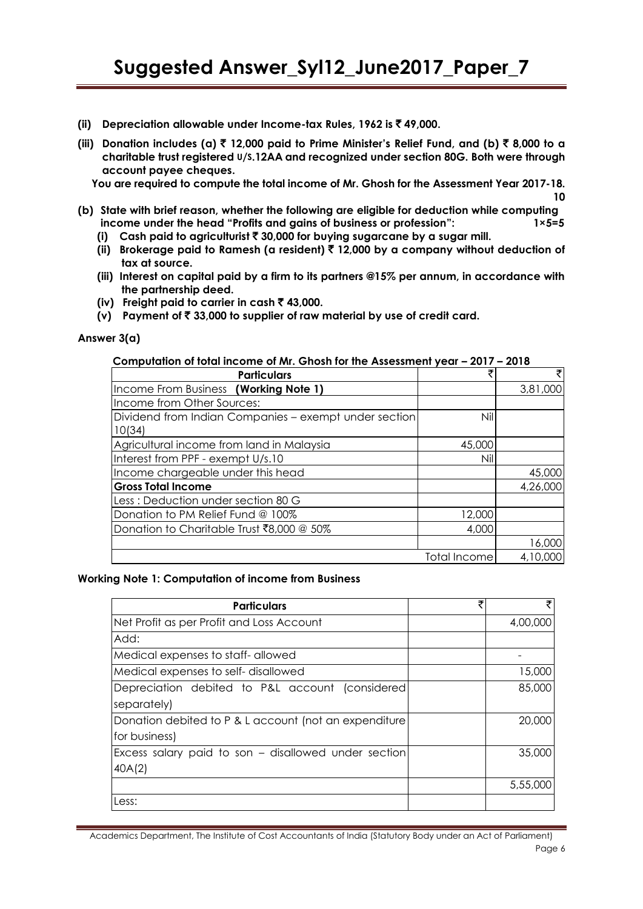(ii) **Depreciation allowable under Income-tax Rules, 1962 is ₹ 49,000.**

(iii) **Donation includes (a) ₹ 12,000 paid to Prime Minister's Relief Fund, and (b) ₹ 8,000 to a charitable trust registered U/S.12AA and recognized under section 80G. Both were through account payee cheques.**

**You are required to compute the total income of Mr. Ghosh for the Assessment Year 2017-18.** **10**

(b) **State with brief reason, whether the following are eligible for deduction while computing income under the head "Profits and gains of business or profession":** **1×5=5**

(i) **Cash paid to agriculturist ₹ 30,000 for buying sugarcane by a sugar mill.**

(ii) **Brokerage paid to Ramesh (a resident) ₹ 12,000 by a company without deduction of tax at source.**

(iii) **Interest on capital paid by a firm to its partners @15% per annum, in accordance with the partnership deed.**

(iv) **Freight paid to carrier in cash ₹ 43,000.**

(v) **Payment of ₹ 33,000 to supplier of raw material by use of credit card.**

**Answer 3(a)**

**Computation of total income of Mr. Ghosh for the Assessment year – 2017 – 2018**

| Particulars | ₹ | ₹ |
|---|---|---|
| Income From Business **(Working Note 1)** | | 3,81,000 |
| Income from Other Sources: | | |
| Dividend from Indian Companies – exempt under section 10(34) | Nil | |
| Agricultural income from land in Malaysia | 45,000 | |
| Interest from PPF - exempt U/s.10 | Nil | |
| Income chargeable under this head | | 45,000 |
| **Gross Total Income** | | 4,26,000 |
| Less : Deduction under section 80 G | | |
| Donation to PM Relief Fund @ 100% | 12,000 | |
| Donation to Charitable Trust ₹8,000 @ 50% | 4,000 | |
| | | 16,000 |
| | Total Income | 4,10,000 |

**Working Note 1: Computation of income from Business**

| Particulars | ₹ | ₹ |
|---|---|---|
| Net Profit as per Profit and Loss Account | | 4,00,000 |
| Add: | | |
| Medical expenses to staff- allowed | | - |
| Medical expenses to self- disallowed | | 15,000 |
| Depreciation debited to P&L account (considered separately) | | 85,000 |
| Donation debited to P & L account (not an expenditure for business) | | 20,000 |
| Excess salary paid to son – disallowed under section 40A(2) | | 35,000 |
| | | 5,55,000 |
| Less: | | |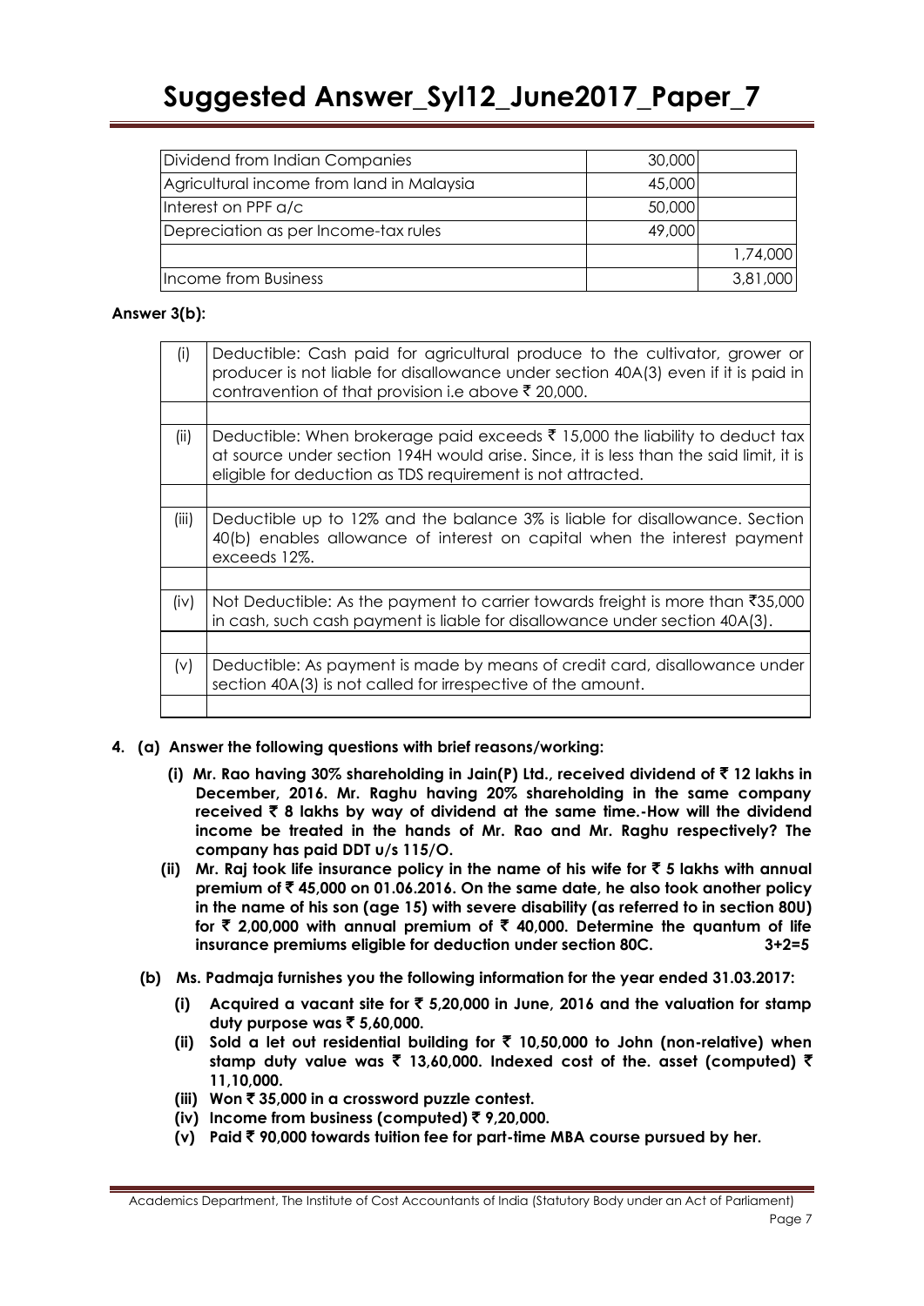| | | |
|---|---|---|
| Dividend from Indian Companies | 30,000 | |
| Agricultural income from land in Malaysia | 45,000 | |
| Interest on PPF a/c | 50,000 | |
| Depreciation as per Income-tax rules | 49,000 | |
| | | 1,74,000 |
| Income from Business | | 3,81,000 |

**Answer 3(b):**

| | |
|---|---|
| (i) | Deductible: Cash paid for agricultural produce to the cultivator, grower or producer is not liable for disallowance under section 40A(3) even if it is paid in contravention of that provision i.e above ₹ 20,000. |
| | |
| (ii) | Deductible: When brokerage paid exceeds ₹ 15,000 the liability to deduct tax at source under section 194H would arise. Since, it is less than the said limit, it is eligible for deduction as TDS requirement is not attracted. |
| | |
| (iii) | Deductible up to 12% and the balance 3% is liable for disallowance. Section 40(b) enables allowance of interest on capital when the interest payment exceeds 12%. |
| | |
| (iv) | Not Deductible: As the payment to carrier towards freight is more than ₹35,000 in cash, such cash payment is liable for disallowance under section 40A(3). |
| | |
| (v) | Deductible: As payment is made by means of credit card, disallowance under section 40A(3) is not called for irrespective of the amount. |
| | |

**4. (a) Answer the following questions with brief reasons/working:**

**(i) Mr. Rao having 30% shareholding in Jain(P) Ltd., received dividend of ₹ 12 lakhs in December, 2016. Mr. Raghu having 20% shareholding in the same company received ₹ 8 lakhs by way of dividend at the same time.-How will the dividend income be treated in the hands of Mr. Rao and Mr. Raghu respectively? The company has paid DDT u/s 115/O.**

**(ii) Mr. Raj took life insurance policy in the name of his wife for ₹ 5 lakhs with annual premium of ₹ 45,000 on 01.06.2016. On the same date, he also took another policy in the name of his son (age 15) with severe disability (as referred to in section 80U) for ₹ 2,00,000 with annual premium of ₹ 40,000. Determine the quantum of life insurance premiums eligible for deduction under section 80C.** **3+2=5**

**(b) Ms. Padmaja furnishes you the following information for the year ended 31.03.2017:**

**(i) Acquired a vacant site for ₹ 5,20,000 in June, 2016 and the valuation for stamp duty purpose was ₹ 5,60,000.**

**(ii) Sold a let out residential building for ₹ 10,50,000 to John (non-relative) when stamp duty value was ₹ 13,60,000. Indexed cost of the. asset (computed) ₹ 11,10,000.**

**(iii) Won ₹ 35,000 in a crossword puzzle contest.**

**(iv) Income from business (computed) ₹ 9,20,000.**

**(v) Paid ₹ 90,000 towards tuition fee for part-time MBA course pursued by her.**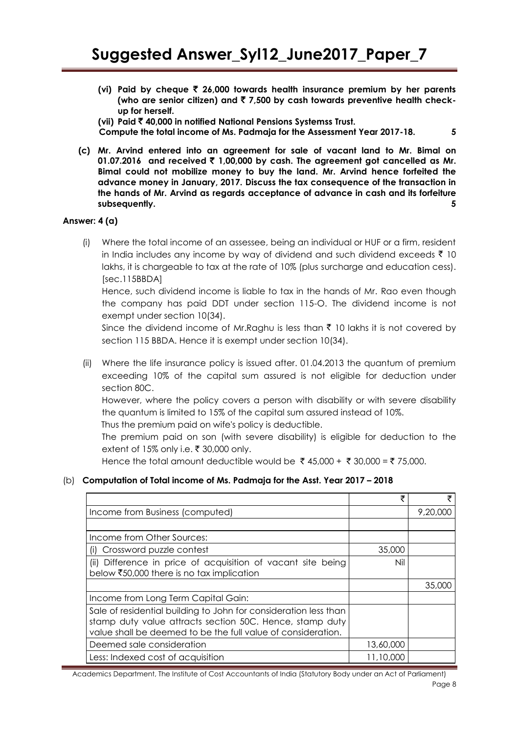**(vi) Paid by cheque ₹ 26,000 towards health insurance premium by her parents (who are senior citizen) and ₹ 7,500 by cash towards preventive health check-up for herself.**

**(vii) Paid ₹ 40,000 in notified National Pensions Systemss Trust.**

**Compute the total income of Ms. Padmaja for the Assessment Year 2017-18. 5**

**(c) Mr. Arvind entered into an agreement for sale of vacant land to Mr. Bimal on 01.07.2016 and received ₹ 1,00,000 by cash. The agreement got cancelled as Mr. Bimal could not mobilize money to buy the land. Mr. Arvind hence forfeited the advance money in January, 2017. Discuss the tax consequence of the transaction in the hands of Mr. Arvind as regards acceptance of advance in cash and its forfeiture subsequently. 5**

**Answer: 4 (a)**

(i) Where the total income of an assessee, being an individual or HUF or a firm, resident in India includes any income by way of dividend and such dividend exceeds ₹ 10 lakhs, it is chargeable to tax at the rate of 10% (plus surcharge and education cess). [sec.115BBDA]

Hence, such dividend income is liable to tax in the hands of Mr. Rao even though the company has paid DDT under section 115-O. The dividend income is not exempt under section 10(34).

Since the dividend income of Mr.Raghu is less than ₹ 10 lakhs it is not covered by section 115 BBDA. Hence it is exempt under section 10(34).

(ii) Where the life insurance policy is issued after. 01.04.2013 the quantum of premium exceeding 10% of the capital sum assured is not eligible for deduction under section 80C.

However, where the policy covers a person with disability or with severe disability the quantum is limited to 15% of the capital sum assured instead of 10%.

Thus the premium paid on wife's policy is deductible.

The premium paid on son (with severe disability) is eligible for deduction to the extent of 15% only i.e. ₹ 30,000 only.

Hence the total amount deductible would be ₹ 45,000 + ₹ 30,000 = ₹ 75,000.

(b) **Computation of Total income of Ms. Padmaja for the Asst. Year 2017 – 2018**

| | ₹ | ₹ |
|---|---|---|
| Income from Business (computed) | | 9,20,000 |
| | | |
| Income from Other Sources: | | |
| (i) Crossword puzzle contest | 35,000 | |
| (ii) Difference in price of acquisition of vacant site being below ₹50,000 there is no tax implication | Nil | |
| | | 35,000 |
| Income from Long Term Capital Gain: | | |
| Sale of residential building to John for consideration less than stamp duty value attracts section 50C. Hence, stamp duty value shall be deemed to be the full value of consideration. | | |
| Deemed sale consideration | 13,60,000 | |
| Less: Indexed cost of acquisition | 11,10,000 | |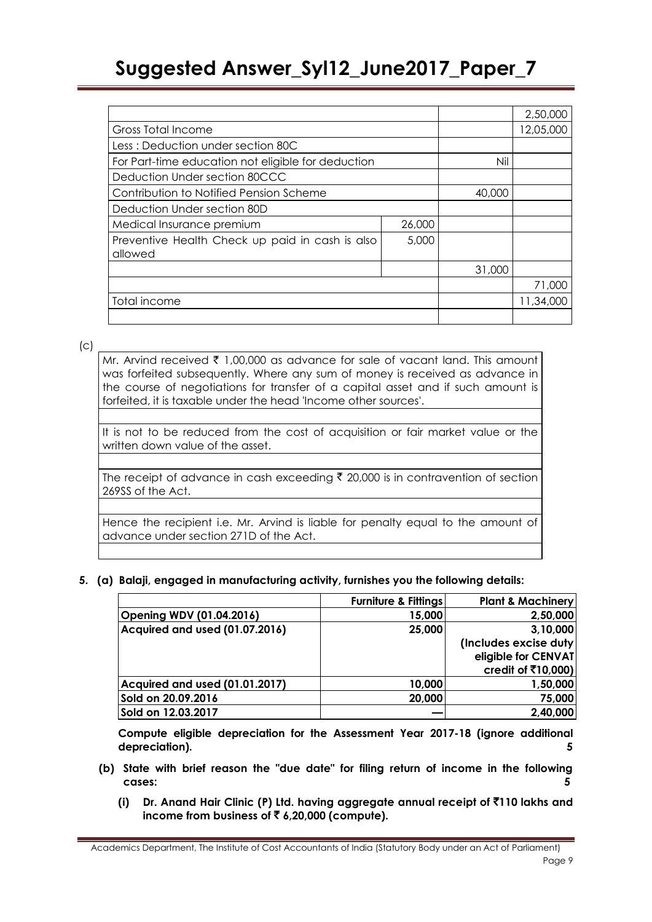| | | | 2,50,000 |
|---|---|---|---|
| Gross Total Income | | | 12,05,000 |
| Less : Deduction under section 80C | | | |
| For Part-time education not eligible for deduction | | Nil | |
| Deduction Under section 80CCC | | | |
| Contribution to Notified Pension Scheme | | 40,000 | |
| Deduction Under section 80D | | | |
| Medical Insurance premium | 26,000 | | |
| Preventive Health Check up paid in cash is also allowed | 5,000 | | |
| | | 31,000 | |
| | | | 71,000 |
| Total income | | | 11,34,000 |

(c)

Mr. Arvind received ₹ 1,00,000 as advance for sale of vacant land. This amount was forfeited subsequently. Where any sum of money is received as advance in the course of negotiations for transfer of a capital asset and if such amount is forfeited, it is taxable under the head 'Income other sources'.

It is not to be reduced from the cost of acquisition or fair market value or the written down value of the asset.

The receipt of advance in cash exceeding ₹ 20,000 is in contravention of section 269SS of the Act.

Hence the recipient i.e. Mr. Arvind is liable for penalty equal to the amount of advance under section 271D of the Act.

**5. (a) Balaji, engaged in manufacturing activity, furnishes you the following details:**

| | Furniture & Fittings | Plant & Machinery |
|---|---|---|
| Opening WDV (01.04.2016) | 15,000 | 2,50,000 |
| Acquired and used (01.07.2016) | 25,000 | 3,10,000 (Includes excise duty eligible for CENVAT credit of ₹10,000) |
| Acquired and used (01.01.2017) | 10,000 | 1,50,000 |
| Sold on 20.09.2016 | 20,000 | 75,000 |
| Sold on 12.03.2017 | — | 2,40,000 |

**Compute eligible depreciation for the Assessment Year 2017-18 (ignore additional depreciation).** **5**

**(b) State with brief reason the "due date" for filing return of income in the following cases:** **5**

**(i) Dr. Anand Hair Clinic (P) Ltd. having aggregate annual receipt of ₹110 lakhs and income from business of ₹ 6,20,000 (compute).**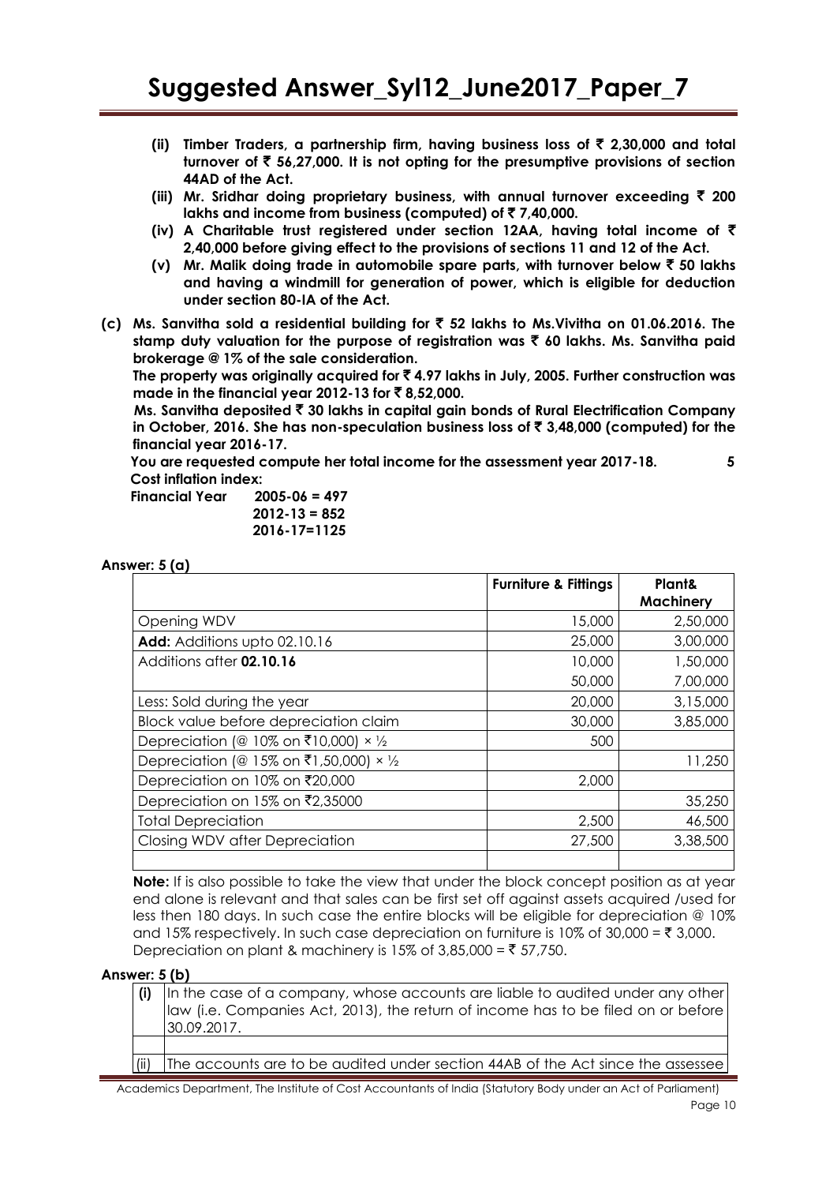(ii) **Timber Traders, a partnership firm, having business loss of ₹ 2,30,000 and total turnover of ₹ 56,27,000. It is not opting for the presumptive provisions of section 44AD of the Act.**

(iii) **Mr. Sridhar doing proprietary business, with annual turnover exceeding ₹ 200 lakhs and income from business (computed) of ₹ 7,40,000.**

(iv) **A Charitable trust registered under section 12AA, having total income of ₹ 2,40,000 before giving effect to the provisions of sections 11 and 12 of the Act.**

(v) **Mr. Malik doing trade in automobile spare parts, with turnover below ₹ 50 lakhs and having a windmill for generation of power, which is eligible for deduction under section 80-IA of the Act.**

**(c) Ms. Sanvitha sold a residential building for ₹ 52 lakhs to Ms.Vivitha on 01.06.2016. The stamp duty valuation for the purpose of registration was ₹ 60 lakhs. Ms. Sanvitha paid brokerage @ 1% of the sale consideration.**

**The property was originally acquired for ₹ 4.97 lakhs in July, 2005. Further construction was made in the financial year 2012-13 for ₹ 8,52,000.**

**Ms. Sanvitha deposited ₹ 30 lakhs in capital gain bonds of Rural Electrification Company in October, 2016. She has non-speculation business loss of ₹ 3,48,000 (computed) for the financial year 2016-17.**

**You are requested compute her total income for the assessment year 2017-18.** **5**

**Cost inflation index:**

**Financial Year 2005-06 = 497**
**2012-13 = 852**
**2016-17=1125**

**Answer: 5 (a)**

| | **Furniture & Fittings** | **Plant& Machinery** |
|---|---|---|
| Opening WDV | 15,000 | 2,50,000 |
| **Add:** Additions upto 02.10.16 | 25,000 | 3,00,000 |
| Additions after **02.10.16** | 10,000 | 1,50,000 |
| | 50,000 | 7,00,000 |
| Less: Sold during the year | 20,000 | 3,15,000 |
| Block value before depreciation claim | 30,000 | 3,85,000 |
| Depreciation (@ 10% on ₹10,000) × ½ | 500 | |
| Depreciation (@ 15% on ₹1,50,000) × ½ | | 11,250 |
| Depreciation on 10% on ₹20,000 | 2,000 | |
| Depreciation on 15% on ₹2,35000 | | 35,250 |
| Total Depreciation | 2,500 | 46,500 |
| Closing WDV after Depreciation | 27,500 | 3,38,500 |
| | | |

**Note:** If is also possible to take the view that under the block concept position as at year end alone is relevant and that sales can be first set off against assets acquired /used for less then 180 days. In such case the entire blocks will be eligible for depreciation @ 10% and 15% respectively. In such case depreciation on furniture is 10% of 30,000 = ₹ 3,000. Depreciation on plant & machinery is 15% of 3,85,000 = ₹ 57,750.

**Answer: 5 (b)**

| | |
|---|---|
| **(i)** | In the case of a company, whose accounts are liable to audited under any other law (i.e. Companies Act, 2013), the return of income has to be filed on or before 30.09.2017. |
| | |
| (ii) | The accounts are to be audited under section 44AB of the Act since the assessee |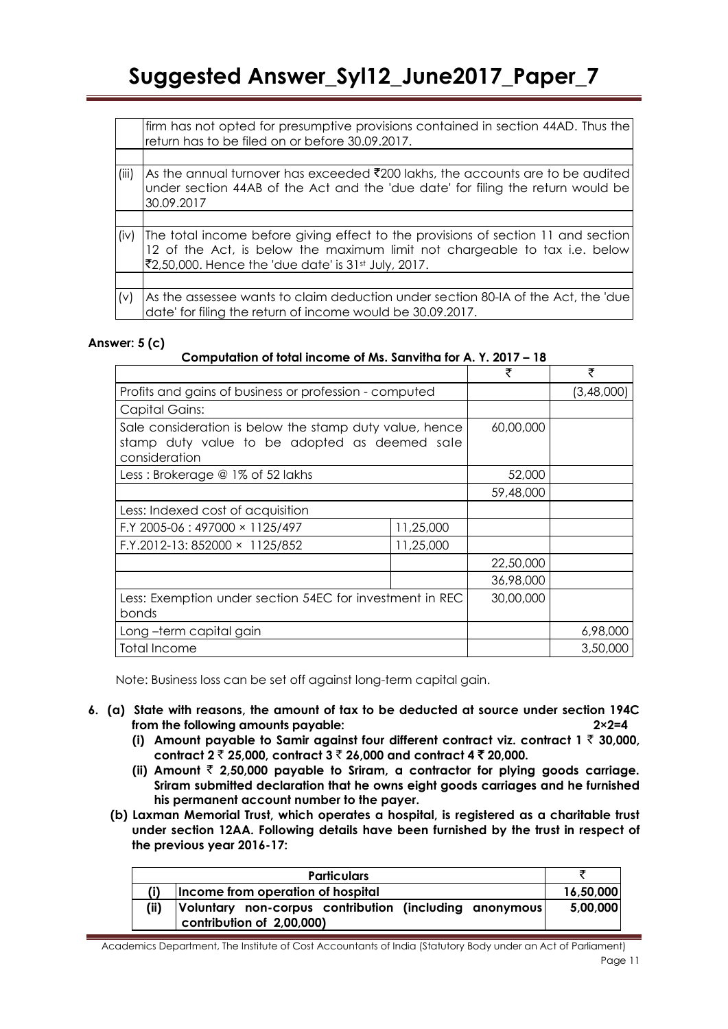| | |
|---|---|
| | firm has not opted for presumptive provisions contained in section 44AD. Thus the return has to be filed on or before 30.09.2017. |
| | |
| (iii) | As the annual turnover has exceeded ₹200 lakhs, the accounts are to be audited under section 44AB of the Act and the 'due date' for filing the return would be 30.09.2017 |
| | |
| (iv) | The total income before giving effect to the provisions of section 11 and section 12 of the Act, is below the maximum limit not chargeable to tax i.e. below ₹2,50,000. Hence the 'due date' is 31st July, 2017. |
| | |
| (v) | As the assessee wants to claim deduction under section 80-IA of the Act, the 'due date' for filing the return of income would be 30.09.2017. |

**Answer: 5 (c)**

**Computation of total income of Ms. Sanvitha for A. Y. 2017 – 18**

| | | ₹ | ₹ |
|---|---|---|---|
| Profits and gains of business or profession - computed | | | (3,48,000) |
| Capital Gains: | | | |
| Sale consideration is below the stamp duty value, hence stamp duty value to be adopted as deemed sale consideration | | 60,00,000 | |
| Less : Brokerage @ 1% of 52 lakhs | | 52,000 | |
| | | 59,48,000 | |
| Less: Indexed cost of acquisition | | | |
| F.Y 2005-06 : 497000 × 1125/497 | 11,25,000 | | |
| F.Y.2012-13: 852000 × 1125/852 | 11,25,000 | | |
| | | 22,50,000 | |
| | | 36,98,000 | |
| Less: Exemption under section 54EC for investment in REC bonds | | 30,00,000 | |
| Long –term capital gain | | | 6,98,000 |
| Total Income | | | 3,50,000 |

Note: Business loss can be set off against long-term capital gain.

**6. (a) State with reasons, the amount of tax to be deducted at source under section 194C from the following amounts payable:** **2×2=4**

**(i) Amount payable to Samir against four different contract viz. contract 1 ₹ 30,000, contract 2 ₹ 25,000, contract 3 ₹ 26,000 and contract 4 ₹ 20,000.**

**(ii) Amount ₹ 2,50,000 payable to Sriram, a contractor for plying goods carriage. Sriram submitted declaration that he owns eight goods carriages and he furnished his permanent account number to the payer.**

**(b) Laxman Memorial Trust, which operates a hospital, is registered as a charitable trust under section 12AA. Following details have been furnished by the trust in respect of the previous year 2016-17:**

| | **Particulars** | **₹** |
|---|---|---|
| **(i)** | **Income from operation of hospital** | **16,50,000** |
| **(ii)** | **Voluntary non-corpus contribution (including anonymous contribution of 2,00,000)** | **5,00,000** |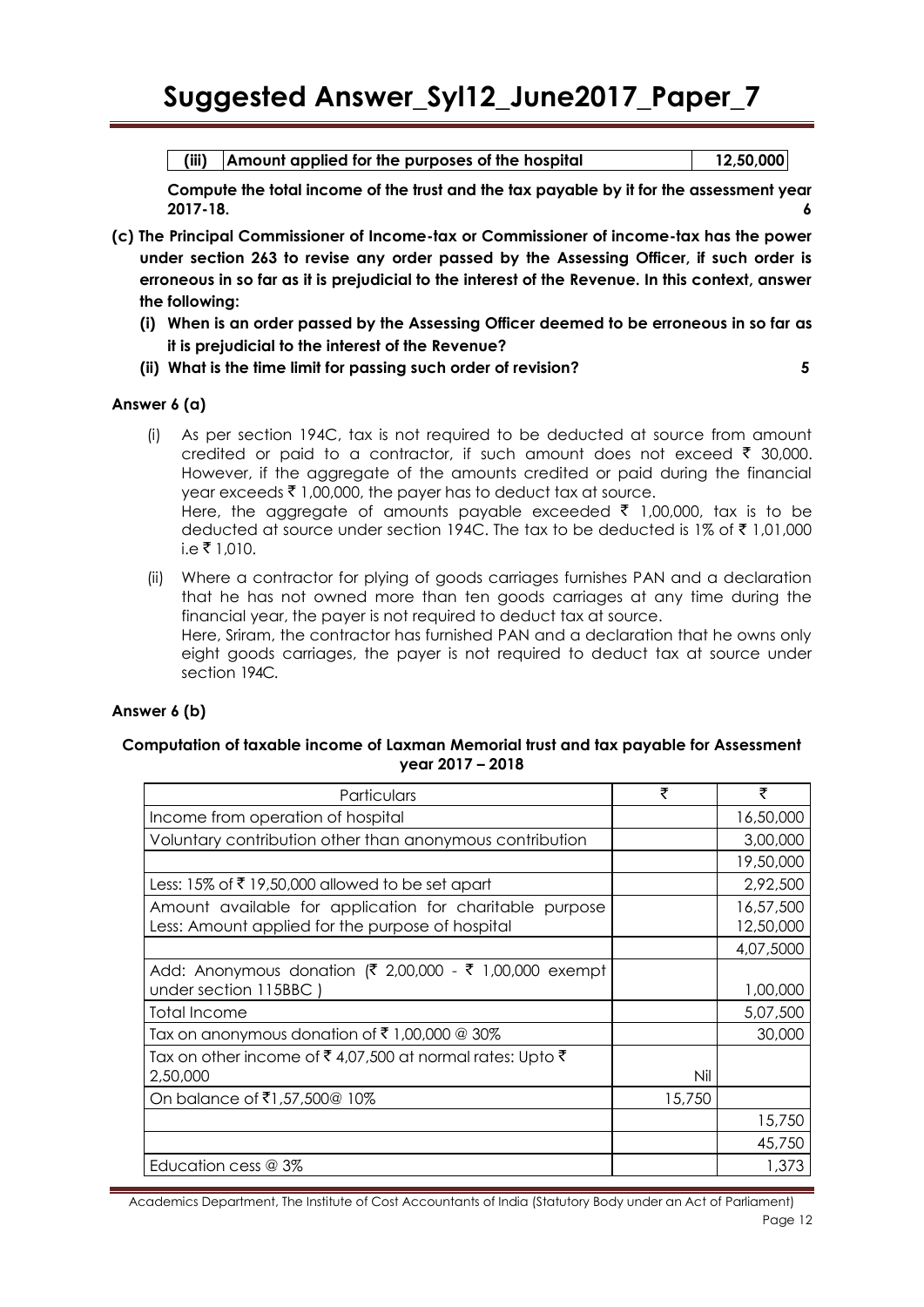| (iii) | Amount applied for the purposes of the hospital | 12,50,000 |
|---|---|---|

**Compute the total income of the trust and the tax payable by it for the assessment year 2017-18.** **6**

**(c) The Principal Commissioner of Income-tax or Commissioner of income-tax has the power under section 263 to revise any order passed by the Assessing Officer, if such order is erroneous in so far as it is prejudicial to the interest of the Revenue. In this context, answer the following:**

**(i) When is an order passed by the Assessing Officer deemed to be erroneous in so far as it is prejudicial to the interest of the Revenue?**

**(ii) What is the time limit for passing such order of revision?** **5**

**Answer 6 (a)**

(i) As per section 194C, tax is not required to be deducted at source from amount credited or paid to a contractor, if such amount does not exceed ₹ 30,000. However, if the aggregate of the amounts credited or paid during the financial year exceeds ₹ 1,00,000, the payer has to deduct tax at source.
Here, the aggregate of amounts payable exceeded ₹ 1,00,000, tax is to be deducted at source under section 194C. The tax to be deducted is 1% of ₹ 1,01,000 i.e ₹ 1,010.

(ii) Where a contractor for plying of goods carriages furnishes PAN and a declaration that he has not owned more than ten goods carriages at any time during the financial year, the payer is not required to deduct tax at source.
Here, Sriram, the contractor has furnished PAN and a declaration that he owns only eight goods carriages, the payer is not required to deduct tax at source under section 194C.

**Answer 6 (b)**

**Computation of taxable income of Laxman Memorial trust and tax payable for Assessment year 2017 – 2018**

| Particulars | ₹ | ₹ |
|---|---|---|
| Income from operation of hospital | | 16,50,000 |
| Voluntary contribution other than anonymous contribution | | 3,00,000 |
| | | 19,50,000 |
| Less: 15% of ₹ 19,50,000 allowed to be set apart | | 2,92,500 |
| Amount available for application for charitable purpose<br>Less: Amount applied for the purpose of hospital | | 16,57,500<br>12,50,000 |
| | | 4,07,5000 |
| Add: Anonymous donation (₹ 2,00,000 - ₹ 1,00,000 exempt under section 115BBC ) | | 1,00,000 |
| Total Income | | 5,07,500 |
| Tax on anonymous donation of ₹ 1,00,000 @ 30% | | 30,000 |
| Tax on other income of ₹ 4,07,500 at normal rates: Upto ₹ 2,50,000 | Nil | |
| On balance of ₹1,57,500@ 10% | 15,750 | |
| | | 15,750 |
| | | 45,750 |
| Education cess @ 3% | | 1,373 |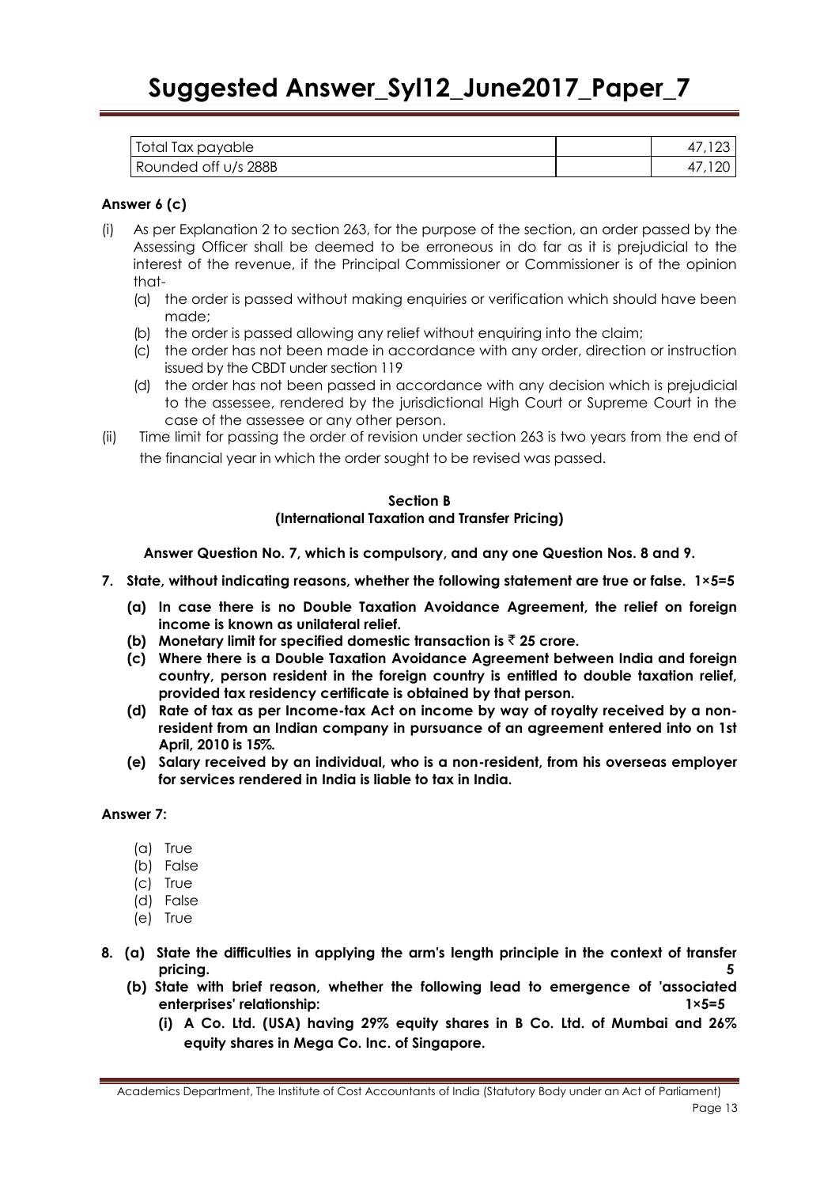| Total Tax payable | | 47,123 |
|---|---|---|
| Rounded off u/s 288B | | 47,120 |

**Answer 6 (c)**

(i) As per Explanation 2 to section 263, for the purpose of the section, an order passed by the Assessing Officer shall be deemed to be erroneous in do far as it is prejudicial to the interest of the revenue, if the Principal Commissioner or Commissioner is of the opinion that-

  (a) the order is passed without making enquiries or verification which should have been made;
  (b) the order is passed allowing any relief without enquiring into the claim;
  (c) the order has not been made in accordance with any order, direction or instruction issued by the CBDT under section 119
  (d) the order has not been passed in accordance with any decision which is prejudicial to the assessee, rendered by the jurisdictional High Court or Supreme Court in the case of the assessee or any other person.

(ii) Time limit for passing the order of revision under section 263 is two years from the end of the financial year in which the order sought to be revised was passed.

**Section B**
**(International Taxation and Transfer Pricing)**

**Answer Question No. 7, which is compulsory, and any one Question Nos. 8 and 9.**

**7. State, without indicating reasons, whether the following statement are true or false. 1×5=5**

**(a) In case there is no Double Taxation Avoidance Agreement, the relief on foreign income is known as unilateral relief.**

**(b) Monetary limit for specified domestic transaction is ₹ 25 crore.**

**(c) Where there is a Double Taxation Avoidance Agreement between India and foreign country, person resident in the foreign country is entitled to double taxation relief, provided tax residency certificate is obtained by that person.**

**(d) Rate of tax as per Income-tax Act on income by way of royalty received by a non-resident from an Indian company in pursuance of an agreement entered into on 1st April, 2010 is 15%.**

**(e) Salary received by an individual, who is a non-resident, from his overseas employer for services rendered in India is liable to tax in India.**

**Answer 7:**

(a) True
(b) False
(c) True
(d) False
(e) True

**8. (a) State the difficulties in applying the arm's length principle in the context of transfer pricing. 5**

**(b) State with brief reason, whether the following lead to emergence of 'associated enterprises' relationship: 1×5=5**

**(i) A Co. Ltd. (USA) having 29% equity shares in B Co. Ltd. of Mumbai and 26% equity shares in Mega Co. Inc. of Singapore.**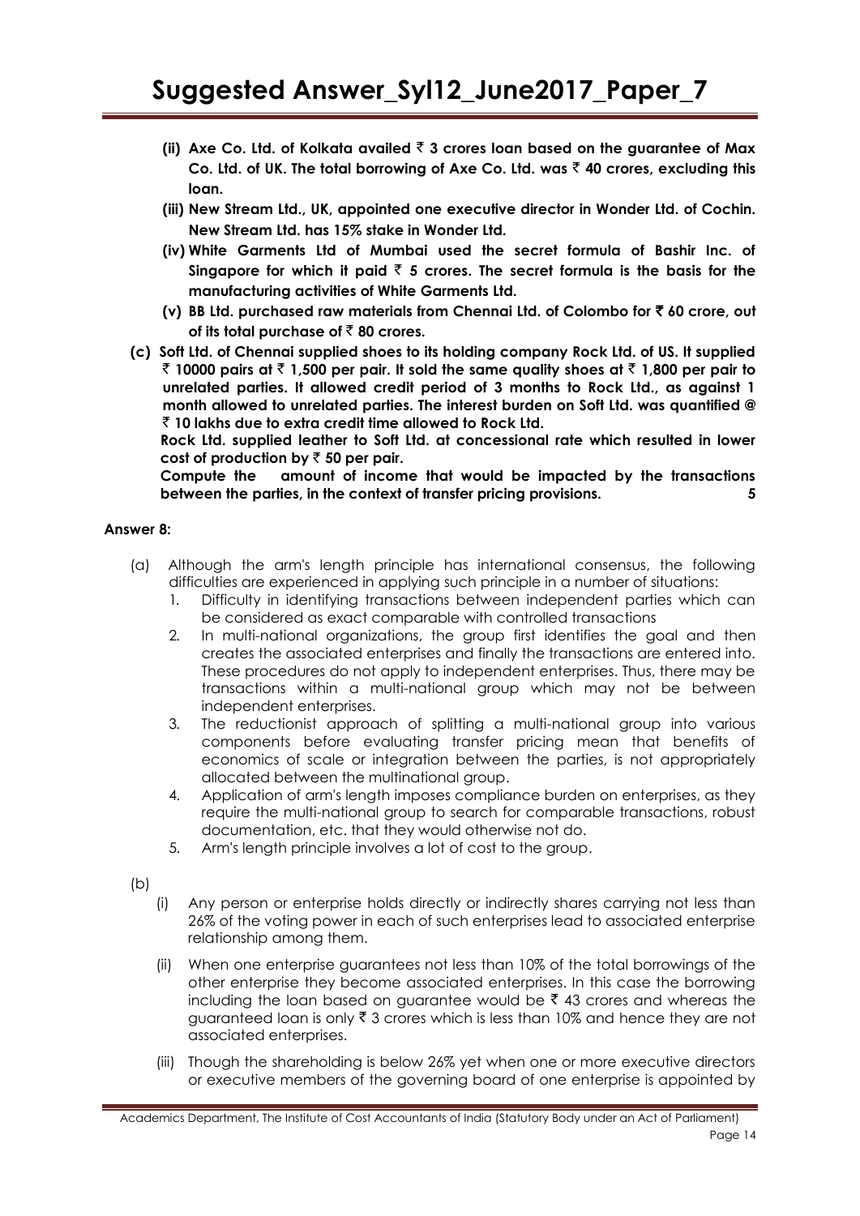**(ii) Axe Co. Ltd. of Kolkata availed ₹ 3 crores loan based on the guarantee of Max Co. Ltd. of UK. The total borrowing of Axe Co. Ltd. was ₹ 40 crores, excluding this loan.**

**(iii) New Stream Ltd., UK, appointed one executive director in Wonder Ltd. of Cochin. New Stream Ltd. has 15% stake in Wonder Ltd.**

**(iv) White Garments Ltd of Mumbai used the secret formula of Bashir Inc. of Singapore for which it paid ₹ 5 crores. The secret formula is the basis for the manufacturing activities of White Garments Ltd.**

**(v) BB Ltd. purchased raw materials from Chennai Ltd. of Colombo for ₹ 60 crore, out of its total purchase of ₹ 80 crores.**

**(c) Soft Ltd. of Chennai supplied shoes to its holding company Rock Ltd. of US. It supplied ₹ 10000 pairs at ₹ 1,500 per pair. It sold the same quality shoes at ₹ 1,800 per pair to unrelated parties. It allowed credit period of 3 months to Rock Ltd., as against 1 month allowed to unrelated parties. The interest burden on Soft Ltd. was quantified @ ₹ 10 lakhs due to extra credit time allowed to Rock Ltd.**

**Rock Ltd. supplied leather to Soft Ltd. at concessional rate which resulted in lower cost of production by ₹ 50 per pair.**

**Compute the amount of income that would be impacted by the transactions between the parties, in the context of transfer pricing provisions. 5**

**Answer 8:**

(a) Although the arm's length principle has international consensus, the following difficulties are experienced in applying such principle in a number of situations:

1. Difficulty in identifying transactions between independent parties which can be considered as exact comparable with controlled transactions
2. In multi-national organizations, the group first identifies the goal and then creates the associated enterprises and finally the transactions are entered into. These procedures do not apply to independent enterprises. Thus, there may be transactions within a multi-national group which may not be between independent enterprises.
3. The reductionist approach of splitting a multi-national group into various components before evaluating transfer pricing mean that benefits of economics of scale or integration between the parties, is not appropriately allocated between the multinational group.
4. Application of arm's length imposes compliance burden on enterprises, as they require the multi-national group to search for comparable transactions, robust documentation, etc. that they would otherwise not do.
5. Arm's length principle involves a lot of cost to the group.

(b)

(i) Any person or enterprise holds directly or indirectly shares carrying not less than 26% of the voting power in each of such enterprises lead to associated enterprise relationship among them.

(ii) When one enterprise guarantees not less than 10% of the total borrowings of the other enterprise they become associated enterprises. In this case the borrowing including the loan based on guarantee would be ₹ 43 crores and whereas the guaranteed loan is only ₹ 3 crores which is less than 10% and hence they are not associated enterprises.

(iii) Though the shareholding is below 26% yet when one or more executive directors or executive members of the governing board of one enterprise is appointed by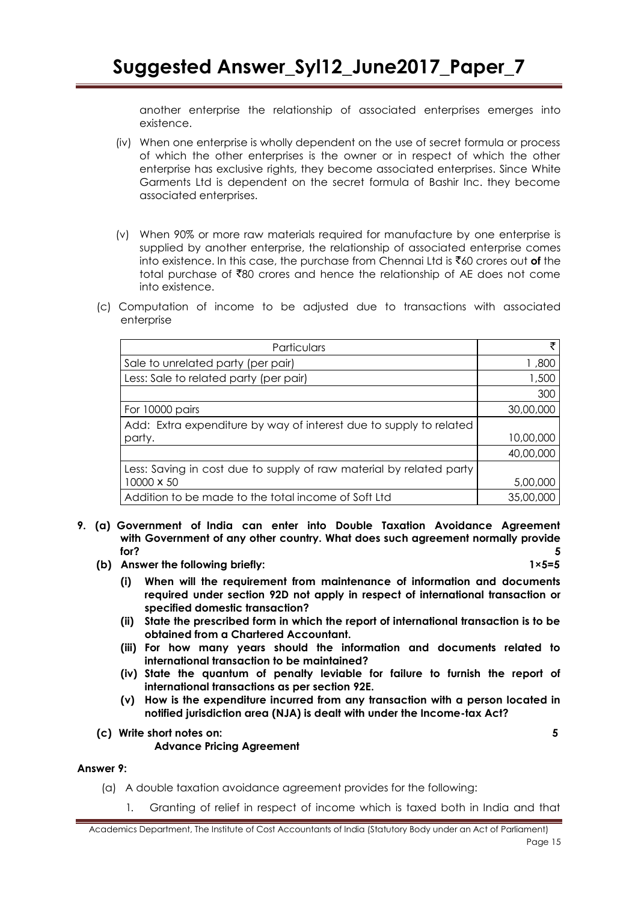another enterprise the relationship of associated enterprises emerges into existence.

(iv) When one enterprise is wholly dependent on the use of secret formula or process of which the other enterprises is the owner or in respect of which the other enterprise has exclusive rights, they become associated enterprises. Since White Garments Ltd is dependent on the secret formula of Bashir Inc. they become associated enterprises.

(v) When 90% or more raw materials required for manufacture by one enterprise is supplied by another enterprise, the relationship of associated enterprise comes into existence. In this case, the purchase from Chennai Ltd is ₹60 crores out **of** the total purchase of ₹80 crores and hence the relationship of AE does not come into existence.

(c) Computation of income to be adjusted due to transactions with associated enterprise

| Particulars | ₹ |
|---|---|
| Sale to unrelated party (per pair) | 1 ,800 |
| Less: Sale to related party (per pair) | 1,500 |
| | 300 |
| For 10000 pairs | 30,00,000 |
| Add: Extra expenditure by way of interest due to supply to related party. | 10,00,000 |
| | 40,00,000 |
| Less: Saving in cost due to supply of raw material by related party 10000 x 50 | 5,00,000 |
| Addition to be made to the total income of Soft Ltd | 35,00,000 |

**9. (a) Government of India can enter into Double Taxation Avoidance Agreement with Government of any other country. What does such agreement normally provide for?** **5**

**(b) Answer the following briefly:** **1×5=5**

**(i) When will the requirement from maintenance of information and documents required under section 92D not apply in respect of international transaction or specified domestic transaction?**

**(ii) State the prescribed form in which the report of international transaction is to be obtained from a Chartered Accountant.**

**(iii) For how many years should the information and documents related to international transaction to be maintained?**

**(iv) State the quantum of penalty leviable for failure to furnish the report of international transactions as per section 92E.**

**(v) How is the expenditure incurred from any transaction with a person located in notified jurisdiction area (NJA) is dealt with under the Income-tax Act?**

**(c) Write short notes on:** **5**

**Advance Pricing Agreement**

**Answer 9:**

(a) A double taxation avoidance agreement provides for the following:

1. Granting of relief in respect of income which is taxed both in India and that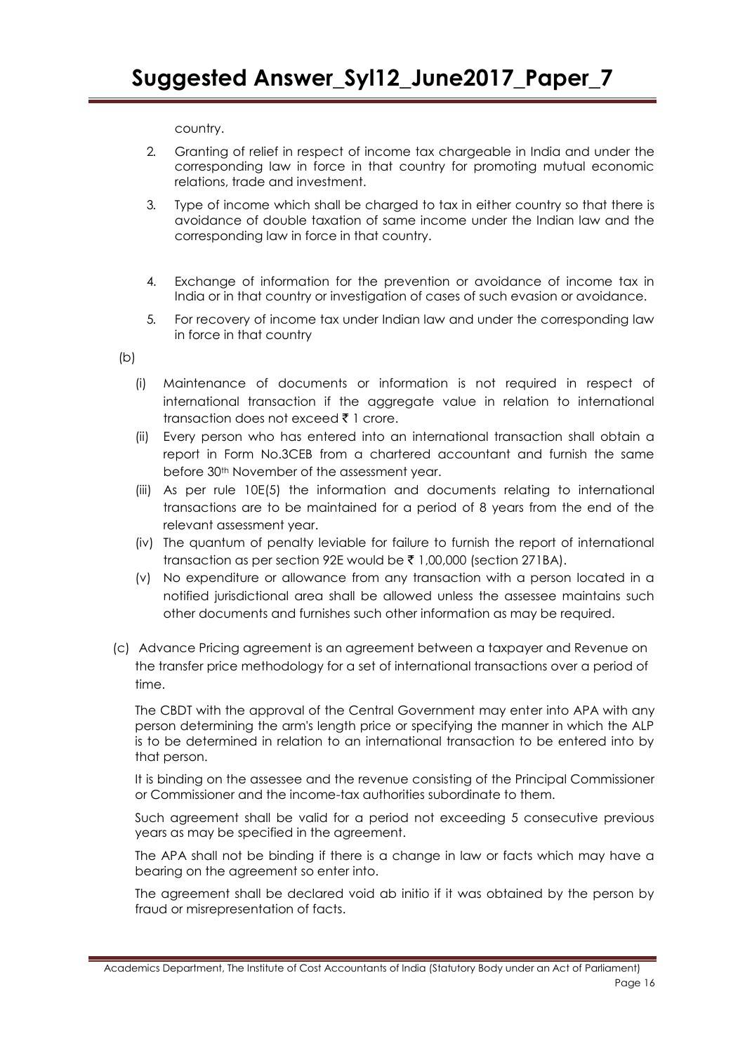country.

2. Granting of relief in respect of income tax chargeable in India and under the corresponding law in force in that country for promoting mutual economic relations, trade and investment.

3. Type of income which shall be charged to tax in either country so that there is avoidance of double taxation of same income under the Indian law and the corresponding law in force in that country.

4. Exchange of information for the prevention or avoidance of income tax in India or in that country or investigation of cases of such evasion or avoidance.

5. For recovery of income tax under Indian law and under the corresponding law in force in that country

(b)

(i) Maintenance of documents or information is not required in respect of international transaction if the aggregate value in relation to international transaction does not exceed ₹ 1 crore.

(ii) Every person who has entered into an international transaction shall obtain a report in Form No.3CEB from a chartered accountant and furnish the same before 30th November of the assessment year.

(iii) As per rule 10E(5) the information and documents relating to international transactions are to be maintained for a period of 8 years from the end of the relevant assessment year.

(iv) The quantum of penalty leviable for failure to furnish the report of international transaction as per section 92E would be ₹ 1,00,000 (section 271BA).

(v) No expenditure or allowance from any transaction with a person located in a notified jurisdictional area shall be allowed unless the assessee maintains such other documents and furnishes such other information as may be required.

(c) Advance Pricing agreement is an agreement between a taxpayer and Revenue on the transfer price methodology for a set of international transactions over a period of time.

The CBDT with the approval of the Central Government may enter into APA with any person determining the arm's length price or specifying the manner in which the ALP is to be determined in relation to an international transaction to be entered into by that person.

It is binding on the assessee and the revenue consisting of the Principal Commissioner or Commissioner and the income-tax authorities subordinate to them.

Such agreement shall be valid for a period not exceeding 5 consecutive previous years as may be specified in the agreement.

The APA shall not be binding if there is a change in law or facts which may have a bearing on the agreement so enter into.

The agreement shall be declared void ab initio if it was obtained by the person by fraud or misrepresentation of facts.